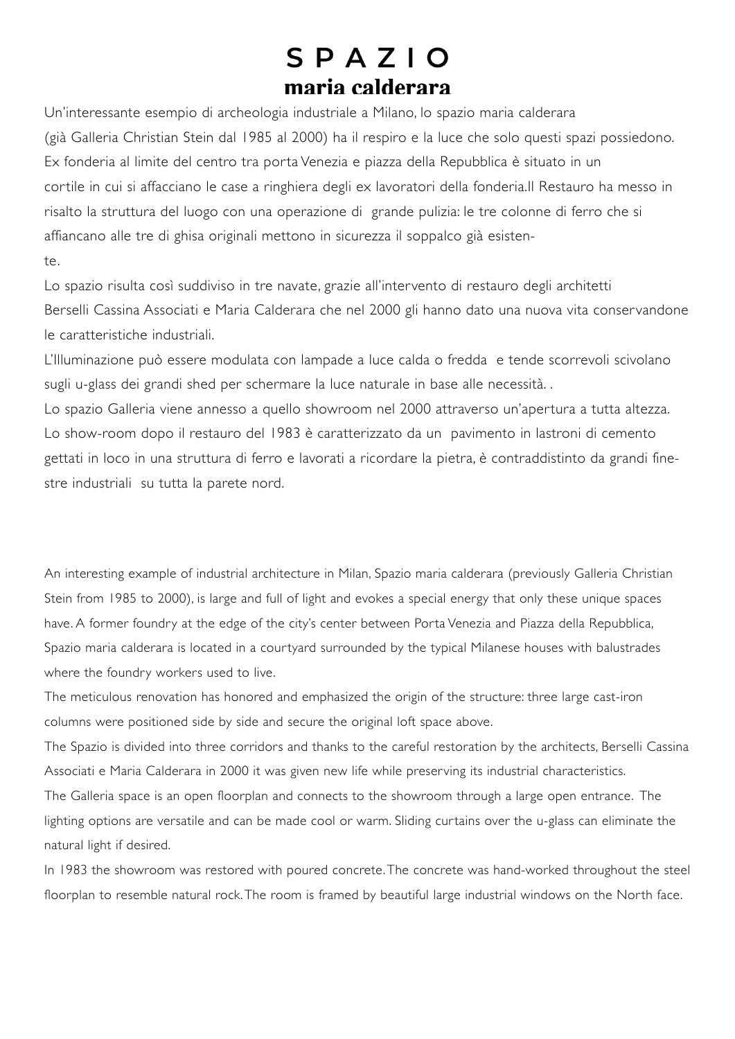# S P A Z I O
## maria calderara

Un'interessante esempio di archeologia industriale a Milano, lo spazio maria calderara (già Galleria Christian Stein dal 1985 al 2000) ha il respiro e la luce che solo questi spazi possiedono. Ex fonderia al limite del centro tra porta Venezia e piazza della Repubblica è situato in un cortile in cui si affacciano le case a ringhiera degli ex lavoratori della fonderia.Il Restauro ha messo in risalto la struttura del luogo con una operazione di grande pulizia: le tre colonne di ferro che si affiancano alle tre di ghisa originali mettono in sicurezza il soppalco già esistente.

Lo spazio risulta così suddiviso in tre navate, grazie all'intervento di restauro degli architetti Berselli Cassina Associati e Maria Calderara che nel 2000 gli hanno dato una nuova vita conservandone le caratteristiche industriali.

L'Illuminazione può essere modulata con lampade a luce calda o fredda e tende scorrevoli scivolano sugli u-glass dei grandi shed per schermare la luce naturale in base alle necessità. .

Lo spazio Galleria viene annesso a quello showroom nel 2000 attraverso un'apertura a tutta altezza.

Lo show-room dopo il restauro del 1983 è caratterizzato da un pavimento in lastroni di cemento gettati in loco in una struttura di ferro e lavorati a ricordare la pietra, è contraddistinto da grandi finestre industriali su tutta la parete nord.

An interesting example of industrial architecture in Milan, Spazio maria calderara (previously Galleria Christian Stein from 1985 to 2000), is large and full of light and evokes a special energy that only these unique spaces have. A former foundry at the edge of the city's center between Porta Venezia and Piazza della Repubblica, Spazio maria calderara is located in a courtyard surrounded by the typical Milanese houses with balustrades where the foundry workers used to live.

The meticulous renovation has honored and emphasized the origin of the structure: three large cast-iron columns were positioned side by side and secure the original loft space above.

The Spazio is divided into three corridors and thanks to the careful restoration by the architects, Berselli Cassina Associati e Maria Calderara in 2000 it was given new life while preserving its industrial characteristics.

The Galleria space is an open floorplan and connects to the showroom through a large open entrance. The lighting options are versatile and can be made cool or warm. Sliding curtains over the u-glass can eliminate the natural light if desired.

In 1983 the showroom was restored with poured concrete. The concrete was hand-worked throughout the steel floorplan to resemble natural rock. The room is framed by beautiful large industrial windows on the North face.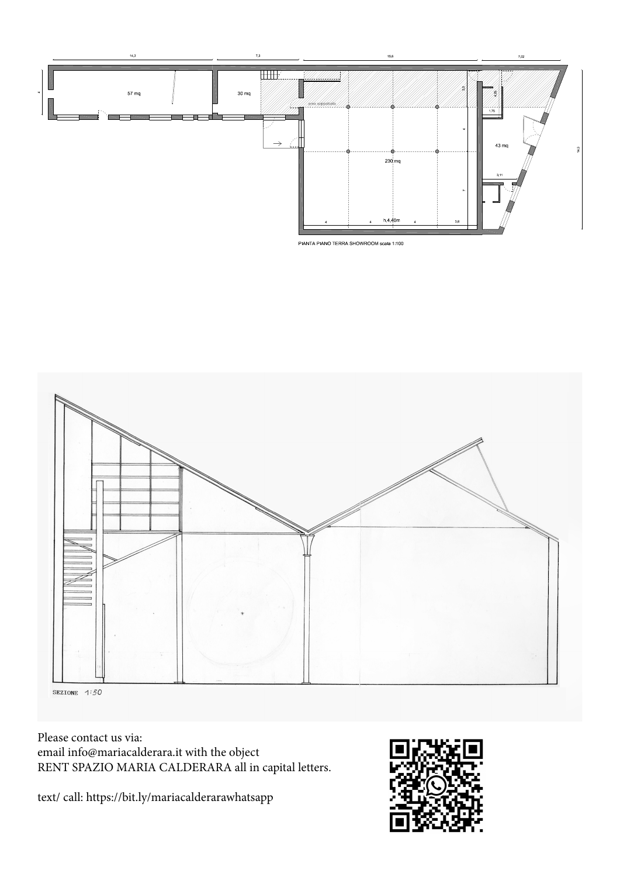14,3

7,3

15,6

7,02

57 mq

30 mq

area soppalcata

230 mq

43 mq

h.4,40m

PIANTA PIANO TERRA SHOWROOM scala 1:100

SEZIONE 1:50

Please contact us via:
email info@mariacalderara.it with the object
RENT SPAZIO MARIA CALDERARA all in capital letters.

text/ call: https://bit.ly/mariacalderarawhatsapp